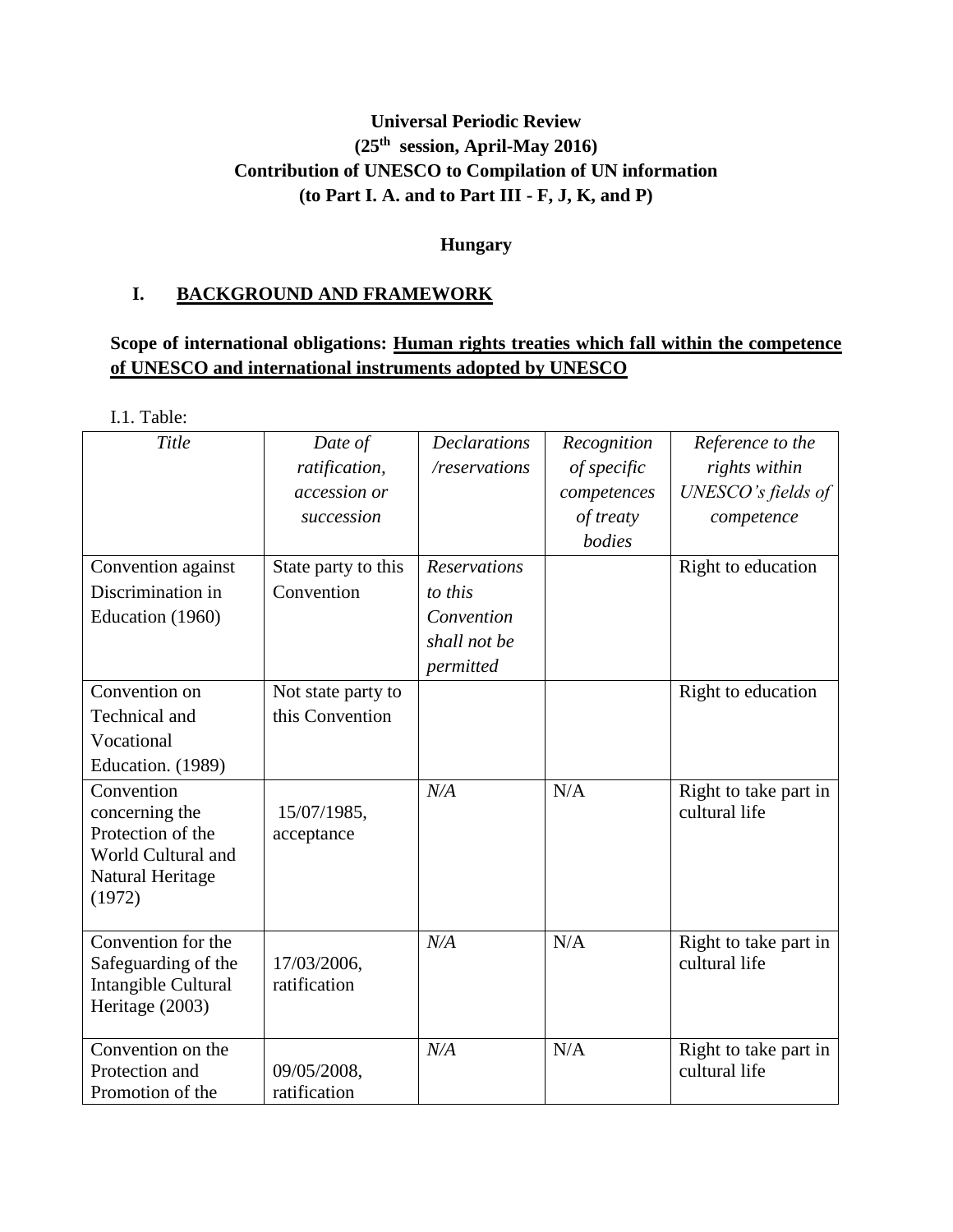**Universal Periodic Review**
**(25th session, April-May 2016)**
**Contribution of UNESCO to Compilation of UN information**
**(to Part I. A. and to Part III - F, J, K, and P)**

**Hungary**

## I. BACKGROUND AND FRAMEWORK

**Scope of international obligations: Human rights treaties which fall within the competence of UNESCO and international instruments adopted by UNESCO**

I.1. Table:

| *Title* | *Date of ratification, accession or succession* | *Declarations /reservations* | *Recognition of specific competences of treaty bodies* | *Reference to the rights within UNESCO's fields of competence* |
|---|---|---|---|---|
| Convention against Discrimination in Education (1960) | State party to this Convention | *Reservations to this Convention shall not be permitted* | | Right to education |
| Convention on Technical and Vocational Education. (1989) | Not state party to this Convention | | | Right to education |
| Convention concerning the Protection of the World Cultural and Natural Heritage (1972) | 15/07/1985, acceptance | *N/A* | N/A | Right to take part in cultural life |
| Convention for the Safeguarding of the Intangible Cultural Heritage (2003) | 17/03/2006, ratification | *N/A* | N/A | Right to take part in cultural life |
| Convention on the Protection and Promotion of the | 09/05/2008, ratification | *N/A* | N/A | Right to take part in cultural life |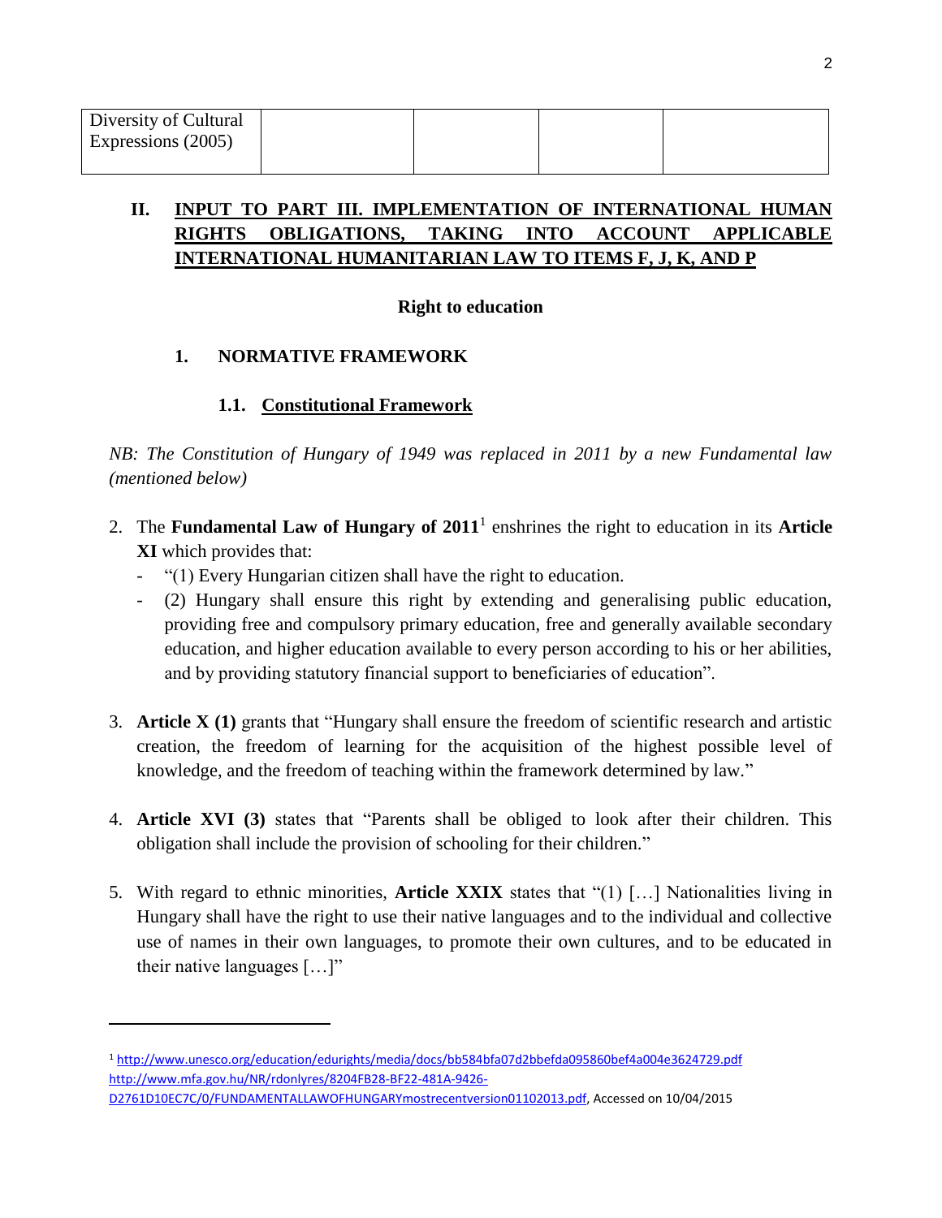| Diversity of Cultural Expressions (2005) | | | | |
|---|---|---|---|---|

## II. INPUT TO PART III. IMPLEMENTATION OF INTERNATIONAL HUMAN RIGHTS OBLIGATIONS, TAKING INTO ACCOUNT APPLICABLE INTERNATIONAL HUMANITARIAN LAW TO ITEMS F, J, K, AND P

**Right to education**

### 1. NORMATIVE FRAMEWORK

#### 1.1. Constitutional Framework

*NB: The Constitution of Hungary of 1949 was replaced in 2011 by a new Fundamental law (mentioned below)*

2. The **Fundamental Law of Hungary of 2011**[1] enshrines the right to education in its **Article XI** which provides that:
   - "(1) Every Hungarian citizen shall have the right to education.
   - (2) Hungary shall ensure this right by extending and generalising public education, providing free and compulsory primary education, free and generally available secondary education, and higher education available to every person according to his or her abilities, and by providing statutory financial support to beneficiaries of education".

3. **Article X (1)** grants that "Hungary shall ensure the freedom of scientific research and artistic creation, the freedom of learning for the acquisition of the highest possible level of knowledge, and the freedom of teaching within the framework determined by law."

4. **Article XVI (3)** states that "Parents shall be obliged to look after their children. This obligation shall include the provision of schooling for their children."

5. With regard to ethnic minorities, **Article XXIX** states that "(1) […] Nationalities living in Hungary shall have the right to use their native languages and to the individual and collective use of names in their own languages, to promote their own cultures, and to be educated in their native languages […]"

---

[1] http://www.unesco.org/education/edurights/media/docs/bb584bfa07d2bbefda095860bef4a004e3624729.pdf http://www.mfa.gov.hu/NR/rdonlyres/8204FB28-BF22-481A-9426-D2761D10EC7C/0/FUNDAMENTALLAWOFHUNGARYmostrecentversion01102013.pdf, Accessed on 10/04/2015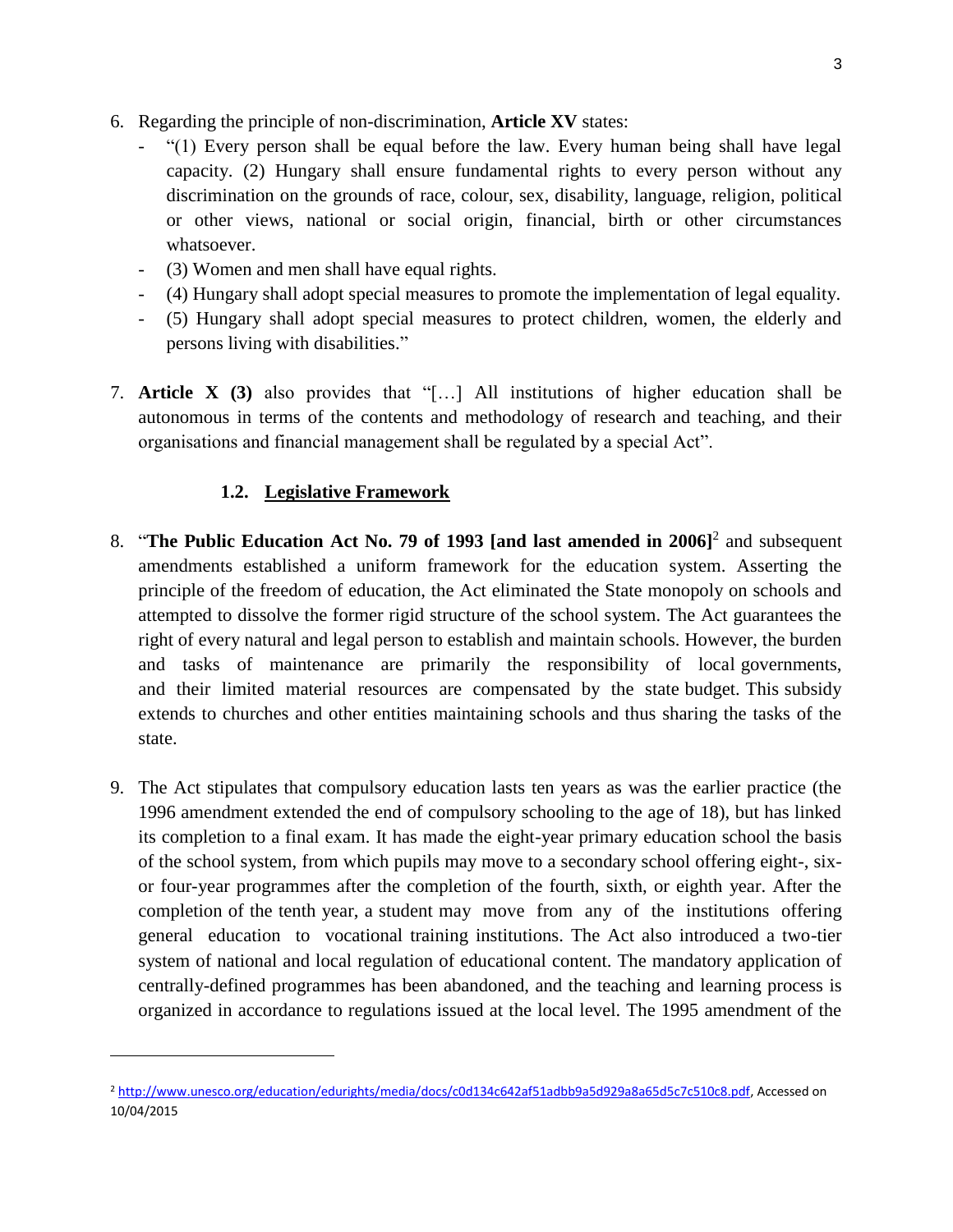6. Regarding the principle of non-discrimination, **Article XV** states:
   - "(1) Every person shall be equal before the law. Every human being shall have legal capacity. (2) Hungary shall ensure fundamental rights to every person without any discrimination on the grounds of race, colour, sex, disability, language, religion, political or other views, national or social origin, financial, birth or other circumstances whatsoever.
   - (3) Women and men shall have equal rights.
   - (4) Hungary shall adopt special measures to promote the implementation of legal equality.
   - (5) Hungary shall adopt special measures to protect children, women, the elderly and persons living with disabilities."

7. **Article X (3)** also provides that "[…] All institutions of higher education shall be autonomous in terms of the contents and methodology of research and teaching, and their organisations and financial management shall be regulated by a special Act".

### 1.2. Legislative Framework

8. "**The Public Education Act No. 79 of 1993 [and last amended in 2006]**[2] and subsequent amendments established a uniform framework for the education system. Asserting the principle of the freedom of education, the Act eliminated the State monopoly on schools and attempted to dissolve the former rigid structure of the school system. The Act guarantees the right of every natural and legal person to establish and maintain schools. However, the burden and tasks of maintenance are primarily the responsibility of local governments, and their limited material resources are compensated by the state budget. This subsidy extends to churches and other entities maintaining schools and thus sharing the tasks of the state.

9. The Act stipulates that compulsory education lasts ten years as was the earlier practice (the 1996 amendment extended the end of compulsory schooling to the age of 18), but has linked its completion to a final exam. It has made the eight-year primary education school the basis of the school system, from which pupils may move to a secondary school offering eight-, six- or four-year programmes after the completion of the fourth, sixth, or eighth year. After the completion of the tenth year, a student may move from any of the institutions offering general education to vocational training institutions. The Act also introduced a two-tier system of national and local regulation of educational content. The mandatory application of centrally-defined programmes has been abandoned, and the teaching and learning process is organized in accordance to regulations issued at the local level. The 1995 amendment of the

[2] http://www.unesco.org/education/edurights/media/docs/c0d134c642af51adbb9a5d929a8a65d5c7c510c8.pdf, Accessed on 10/04/2015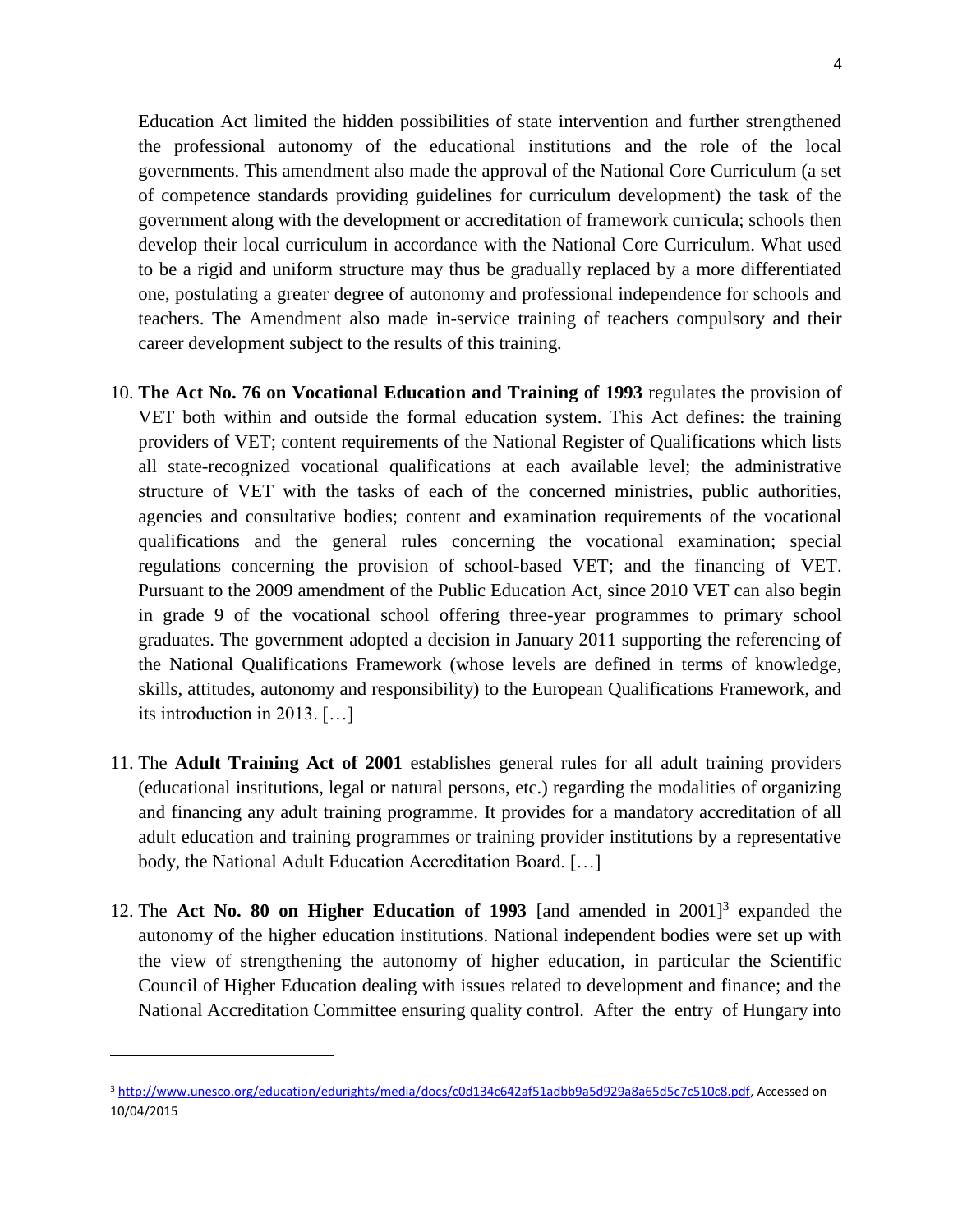Education Act limited the hidden possibilities of state intervention and further strengthened the professional autonomy of the educational institutions and the role of the local governments. This amendment also made the approval of the National Core Curriculum (a set of competence standards providing guidelines for curriculum development) the task of the government along with the development or accreditation of framework curricula; schools then develop their local curriculum in accordance with the National Core Curriculum. What used to be a rigid and uniform structure may thus be gradually replaced by a more differentiated one, postulating a greater degree of autonomy and professional independence for schools and teachers. The Amendment also made in-service training of teachers compulsory and their career development subject to the results of this training.

10. **The Act No. 76 on Vocational Education and Training of 1993** regulates the provision of VET both within and outside the formal education system. This Act defines: the training providers of VET; content requirements of the National Register of Qualifications which lists all state-recognized vocational qualifications at each available level; the administrative structure of VET with the tasks of each of the concerned ministries, public authorities, agencies and consultative bodies; content and examination requirements of the vocational qualifications and the general rules concerning the vocational examination; special regulations concerning the provision of school-based VET; and the financing of VET. Pursuant to the 2009 amendment of the Public Education Act, since 2010 VET can also begin in grade 9 of the vocational school offering three-year programmes to primary school graduates. The government adopted a decision in January 2011 supporting the referencing of the National Qualifications Framework (whose levels are defined in terms of knowledge, skills, attitudes, autonomy and responsibility) to the European Qualifications Framework, and its introduction in 2013. […]

11. The **Adult Training Act of 2001** establishes general rules for all adult training providers (educational institutions, legal or natural persons, etc.) regarding the modalities of organizing and financing any adult training programme. It provides for a mandatory accreditation of all adult education and training programmes or training provider institutions by a representative body, the National Adult Education Accreditation Board. […]

12. The **Act No. 80 on Higher Education of 1993** [and amended in 2001][3] expanded the autonomy of the higher education institutions. National independent bodies were set up with the view of strengthening the autonomy of higher education, in particular the Scientific Council of Higher Education dealing with issues related to development and finance; and the National Accreditation Committee ensuring quality control. After the entry of Hungary into

[3] http://www.unesco.org/education/edurights/media/docs/c0d134c642af51adbb9a5d929a8a65d5c7c510c8.pdf, Accessed on 10/04/2015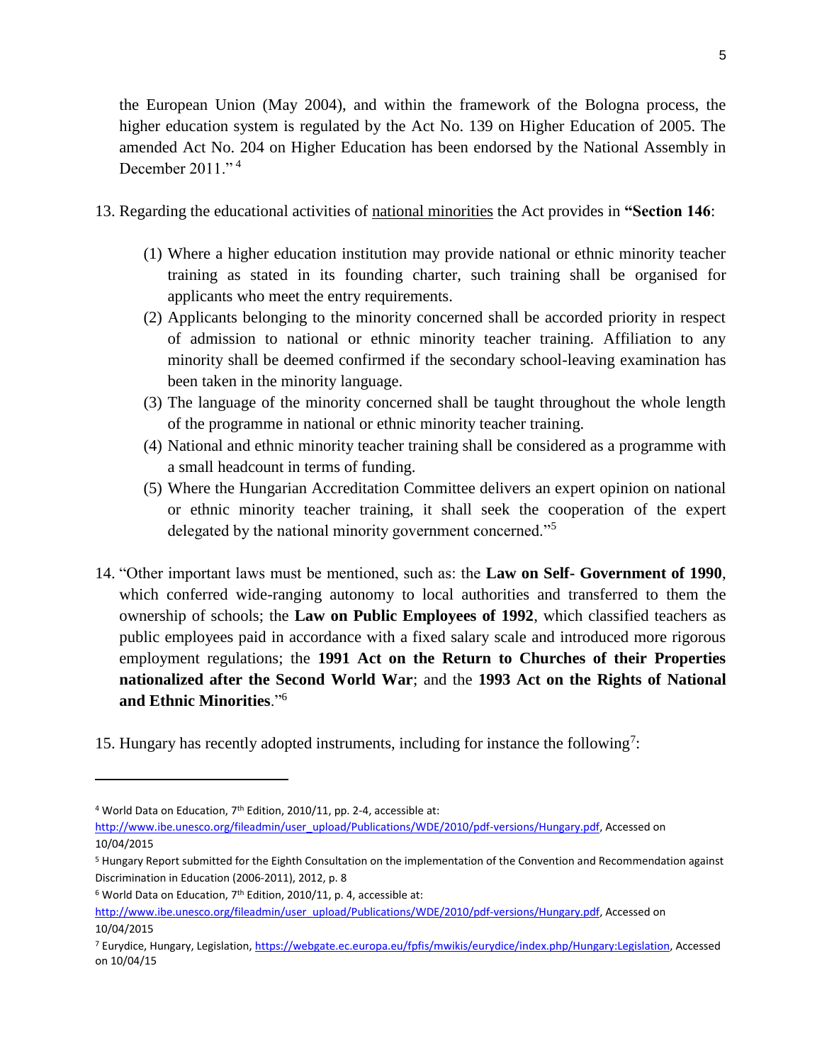the European Union (May 2004), and within the framework of the Bologna process, the higher education system is regulated by the Act No. 139 on Higher Education of 2005. The amended Act No. 204 on Higher Education has been endorsed by the National Assembly in December 2011." [4]

13. Regarding the educational activities of national minorities the Act provides in **"Section 146**:

    (1) Where a higher education institution may provide national or ethnic minority teacher training as stated in its founding charter, such training shall be organised for applicants who meet the entry requirements.
    (2) Applicants belonging to the minority concerned shall be accorded priority in respect of admission to national or ethnic minority teacher training. Affiliation to any minority shall be deemed confirmed if the secondary school-leaving examination has been taken in the minority language.
    (3) The language of the minority concerned shall be taught throughout the whole length of the programme in national or ethnic minority teacher training.
    (4) National and ethnic minority teacher training shall be considered as a programme with a small headcount in terms of funding.
    (5) Where the Hungarian Accreditation Committee delivers an expert opinion on national or ethnic minority teacher training, it shall seek the cooperation of the expert delegated by the national minority government concerned."[5]

14. "Other important laws must be mentioned, such as: the **Law on Self- Government of 1990**, which conferred wide-ranging autonomy to local authorities and transferred to them the ownership of schools; the **Law on Public Employees of 1992**, which classified teachers as public employees paid in accordance with a fixed salary scale and introduced more rigorous employment regulations; the **1991 Act on the Return to Churches of their Properties nationalized after the Second World War**; and the **1993 Act on the Rights of National and Ethnic Minorities**."[6]

15. Hungary has recently adopted instruments, including for instance the following[7]:

---

[4] World Data on Education, 7th Edition, 2010/11, pp. 2-4, accessible at: http://www.ibe.unesco.org/fileadmin/user_upload/Publications/WDE/2010/pdf-versions/Hungary.pdf, Accessed on 10/04/2015

[5] Hungary Report submitted for the Eighth Consultation on the implementation of the Convention and Recommendation against Discrimination in Education (2006-2011), 2012, p. 8

[6] World Data on Education, 7th Edition, 2010/11, p. 4, accessible at: http://www.ibe.unesco.org/fileadmin/user_upload/Publications/WDE/2010/pdf-versions/Hungary.pdf, Accessed on 10/04/2015

[7] Eurydice, Hungary, Legislation, https://webgate.ec.europa.eu/fpfis/mwikis/eurydice/index.php/Hungary:Legislation, Accessed on 10/04/15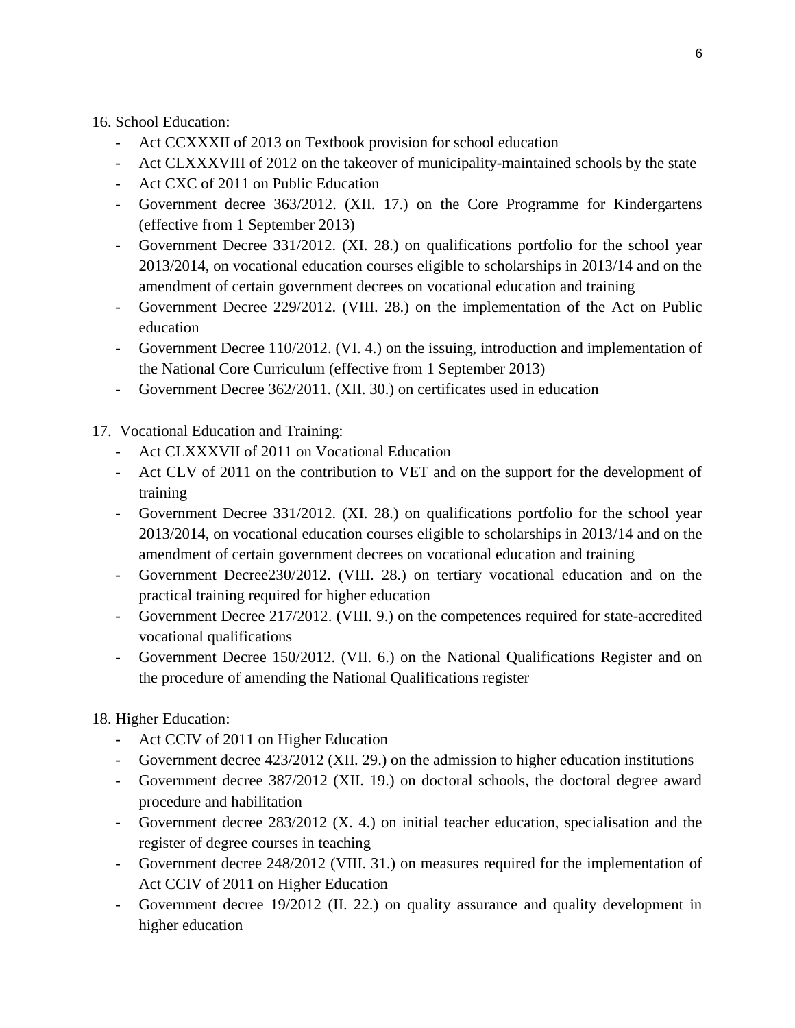16. School Education:
    - Act CCXXXII of 2013 on Textbook provision for school education
    - Act CLXXXVIII of 2012 on the takeover of municipality-maintained schools by the state
    - Act CXC of 2011 on Public Education
    - Government decree 363/2012. (XII. 17.) on the Core Programme for Kindergartens (effective from 1 September 2013)
    - Government Decree 331/2012. (XI. 28.) on qualifications portfolio for the school year 2013/2014, on vocational education courses eligible to scholarships in 2013/14 and on the amendment of certain government decrees on vocational education and training
    - Government Decree 229/2012. (VIII. 28.) on the implementation of the Act on Public education
    - Government Decree 110/2012. (VI. 4.) on the issuing, introduction and implementation of the National Core Curriculum (effective from 1 September 2013)
    - Government Decree 362/2011. (XII. 30.) on certificates used in education

17. Vocational Education and Training:
    - Act CLXXXVII of 2011 on Vocational Education
    - Act CLV of 2011 on the contribution to VET and on the support for the development of training
    - Government Decree 331/2012. (XI. 28.) on qualifications portfolio for the school year 2013/2014, on vocational education courses eligible to scholarships in 2013/14 and on the amendment of certain government decrees on vocational education and training
    - Government Decree230/2012. (VIII. 28.) on tertiary vocational education and on the practical training required for higher education
    - Government Decree 217/2012. (VIII. 9.) on the competences required for state-accredited vocational qualifications
    - Government Decree 150/2012. (VII. 6.) on the National Qualifications Register and on the procedure of amending the National Qualifications register

18. Higher Education:
    - Act CCIV of 2011 on Higher Education
    - Government decree 423/2012 (XII. 29.) on the admission to higher education institutions
    - Government decree 387/2012 (XII. 19.) on doctoral schools, the doctoral degree award procedure and habilitation
    - Government decree 283/2012 (X. 4.) on initial teacher education, specialisation and the register of degree courses in teaching
    - Government decree 248/2012 (VIII. 31.) on measures required for the implementation of Act CCIV of 2011 on Higher Education
    - Government decree 19/2012 (II. 22.) on quality assurance and quality development in higher education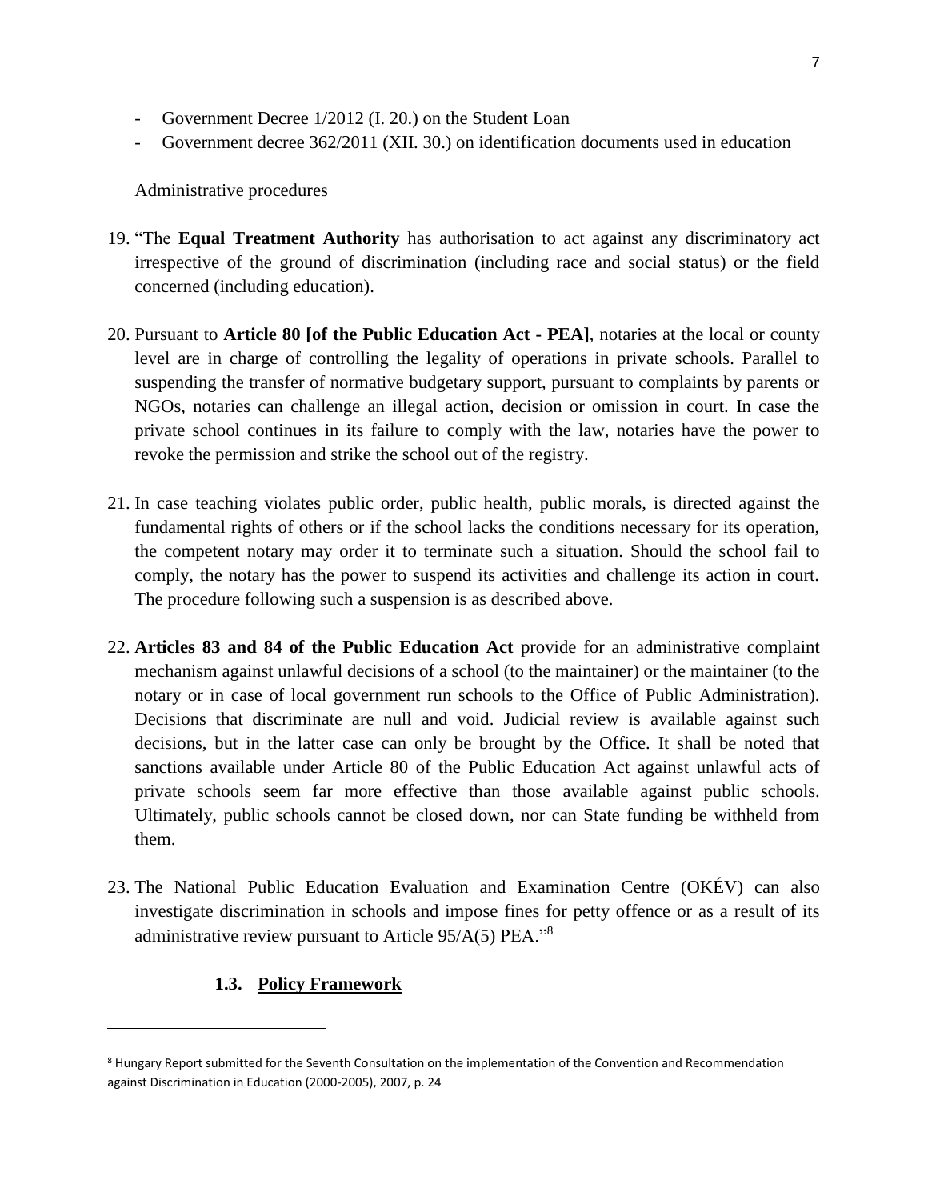- Government Decree 1/2012 (I. 20.) on the Student Loan
- Government decree 362/2011 (XII. 30.) on identification documents used in education

Administrative procedures

19. "The **Equal Treatment Authority** has authorisation to act against any discriminatory act irrespective of the ground of discrimination (including race and social status) or the field concerned (including education).

20. Pursuant to **Article 80 [of the Public Education Act - PEA]**, notaries at the local or county level are in charge of controlling the legality of operations in private schools. Parallel to suspending the transfer of normative budgetary support, pursuant to complaints by parents or NGOs, notaries can challenge an illegal action, decision or omission in court. In case the private school continues in its failure to comply with the law, notaries have the power to revoke the permission and strike the school out of the registry.

21. In case teaching violates public order, public health, public morals, is directed against the fundamental rights of others or if the school lacks the conditions necessary for its operation, the competent notary may order it to terminate such a situation. Should the school fail to comply, the notary has the power to suspend its activities and challenge its action in court. The procedure following such a suspension is as described above.

22. **Articles 83 and 84 of the Public Education Act** provide for an administrative complaint mechanism against unlawful decisions of a school (to the maintainer) or the maintainer (to the notary or in case of local government run schools to the Office of Public Administration). Decisions that discriminate are null and void. Judicial review is available against such decisions, but in the latter case can only be brought by the Office. It shall be noted that sanctions available under Article 80 of the Public Education Act against unlawful acts of private schools seem far more effective than those available against public schools. Ultimately, public schools cannot be closed down, nor can State funding be withheld from them.

23. The National Public Education Evaluation and Examination Centre (OKÉV) can also investigate discrimination in schools and impose fines for petty offence or as a result of its administrative review pursuant to Article 95/A(5) PEA."[8]

### 1.3. Policy Framework

---

[8] Hungary Report submitted for the Seventh Consultation on the implementation of the Convention and Recommendation against Discrimination in Education (2000-2005), 2007, p. 24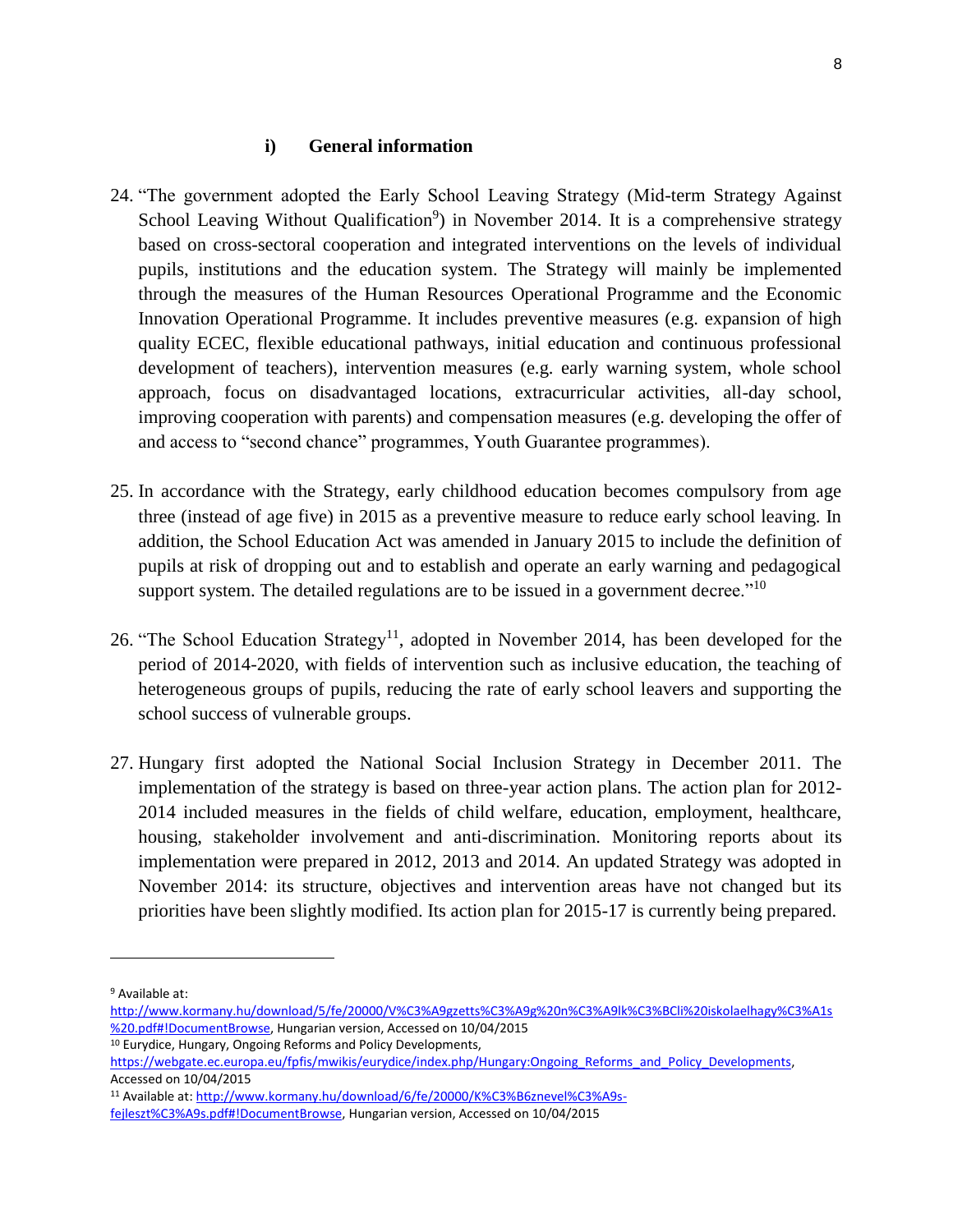### i) General information

24. "The government adopted the Early School Leaving Strategy (Mid-term Strategy Against School Leaving Without Qualification[9]) in November 2014. It is a comprehensive strategy based on cross-sectoral cooperation and integrated interventions on the levels of individual pupils, institutions and the education system. The Strategy will mainly be implemented through the measures of the Human Resources Operational Programme and the Economic Innovation Operational Programme. It includes preventive measures (e.g. expansion of high quality ECEC, flexible educational pathways, initial education and continuous professional development of teachers), intervention measures (e.g. early warning system, whole school approach, focus on disadvantaged locations, extracurricular activities, all-day school, improving cooperation with parents) and compensation measures (e.g. developing the offer of and access to "second chance" programmes, Youth Guarantee programmes).

25. In accordance with the Strategy, early childhood education becomes compulsory from age three (instead of age five) in 2015 as a preventive measure to reduce early school leaving. In addition, the School Education Act was amended in January 2015 to include the definition of pupils at risk of dropping out and to establish and operate an early warning and pedagogical support system. The detailed regulations are to be issued in a government decree."[10]

26. "The School Education Strategy[11], adopted in November 2014, has been developed for the period of 2014-2020, with fields of intervention such as inclusive education, the teaching of heterogeneous groups of pupils, reducing the rate of early school leavers and supporting the school success of vulnerable groups.

27. Hungary first adopted the National Social Inclusion Strategy in December 2011. The implementation of the strategy is based on three-year action plans. The action plan for 2012-2014 included measures in the fields of child welfare, education, employment, healthcare, housing, stakeholder involvement and anti-discrimination. Monitoring reports about its implementation were prepared in 2012, 2013 and 2014. An updated Strategy was adopted in November 2014: its structure, objectives and intervention areas have not changed but its priorities have been slightly modified. Its action plan for 2015-17 is currently being prepared.

---

[9] Available at: http://www.kormany.hu/download/5/fe/20000/V%C3%A9gzetts%C3%A9g%20n%C3%A9lk%C3%BCli%20iskolaelhagy%C3%A1s%20.pdf#!DocumentBrowse, Hungarian version, Accessed on 10/04/2015

[10] Eurydice, Hungary, Ongoing Reforms and Policy Developments, https://webgate.ec.europa.eu/fpfis/mwikis/eurydice/index.php/Hungary:Ongoing_Reforms_and_Policy_Developments, Accessed on 10/04/2015

[11] Available at: http://www.kormany.hu/download/6/fe/20000/K%C3%B6znevel%C3%A9s-fejleszt%C3%A9s.pdf#!DocumentBrowse, Hungarian version, Accessed on 10/04/2015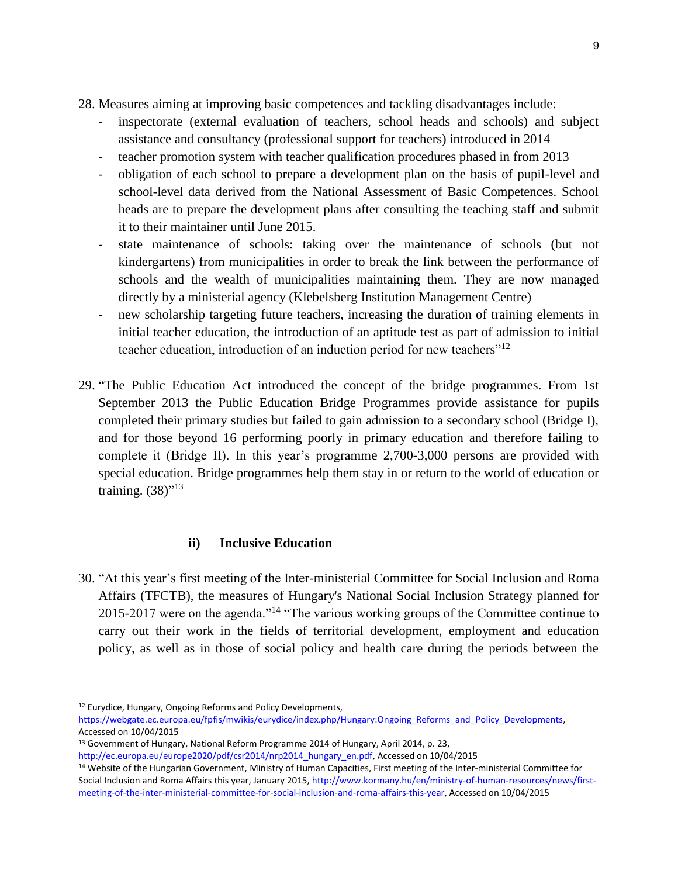28. Measures aiming at improving basic competences and tackling disadvantages include:
    - inspectorate (external evaluation of teachers, school heads and schools) and subject assistance and consultancy (professional support for teachers) introduced in 2014
    - teacher promotion system with teacher qualification procedures phased in from 2013
    - obligation of each school to prepare a development plan on the basis of pupil-level and school-level data derived from the National Assessment of Basic Competences. School heads are to prepare the development plans after consulting the teaching staff and submit it to their maintainer until June 2015.
    - state maintenance of schools: taking over the maintenance of schools (but not kindergartens) from municipalities in order to break the link between the performance of schools and the wealth of municipalities maintaining them. They are now managed directly by a ministerial agency (Klebelsberg Institution Management Centre)
    - new scholarship targeting future teachers, increasing the duration of training elements in initial teacher education, the introduction of an aptitude test as part of admission to initial teacher education, introduction of an induction period for new teachers"[12]

29. "The Public Education Act introduced the concept of the bridge programmes. From 1st September 2013 the Public Education Bridge Programmes provide assistance for pupils completed their primary studies but failed to gain admission to a secondary school (Bridge I), and for those beyond 16 performing poorly in primary education and therefore failing to complete it (Bridge II). In this year's programme 2,700-3,000 persons are provided with special education. Bridge programmes help them stay in or return to the world of education or training. (38)"[13]

### ii) Inclusive Education

30. "At this year's first meeting of the Inter-ministerial Committee for Social Inclusion and Roma Affairs (TFCTB), the measures of Hungary's National Social Inclusion Strategy planned for 2015-2017 were on the agenda."[14] "The various working groups of the Committee continue to carry out their work in the fields of territorial development, employment and education policy, as well as in those of social policy and health care during the periods between the

---

[12] Eurydice, Hungary, Ongoing Reforms and Policy Developments, https://webgate.ec.europa.eu/fpfis/mwikis/eurydice/index.php/Hungary:Ongoing_Reforms_and_Policy_Developments, Accessed on 10/04/2015

[13] Government of Hungary, National Reform Programme 2014 of Hungary, April 2014, p. 23, http://ec.europa.eu/europe2020/pdf/csr2014/nrp2014_hungary_en.pdf, Accessed on 10/04/2015

[14] Website of the Hungarian Government, Ministry of Human Capacities, First meeting of the Inter-ministerial Committee for Social Inclusion and Roma Affairs this year, January 2015, http://www.kormany.hu/en/ministry-of-human-resources/news/first-meeting-of-the-inter-ministerial-committee-for-social-inclusion-and-roma-affairs-this-year, Accessed on 10/04/2015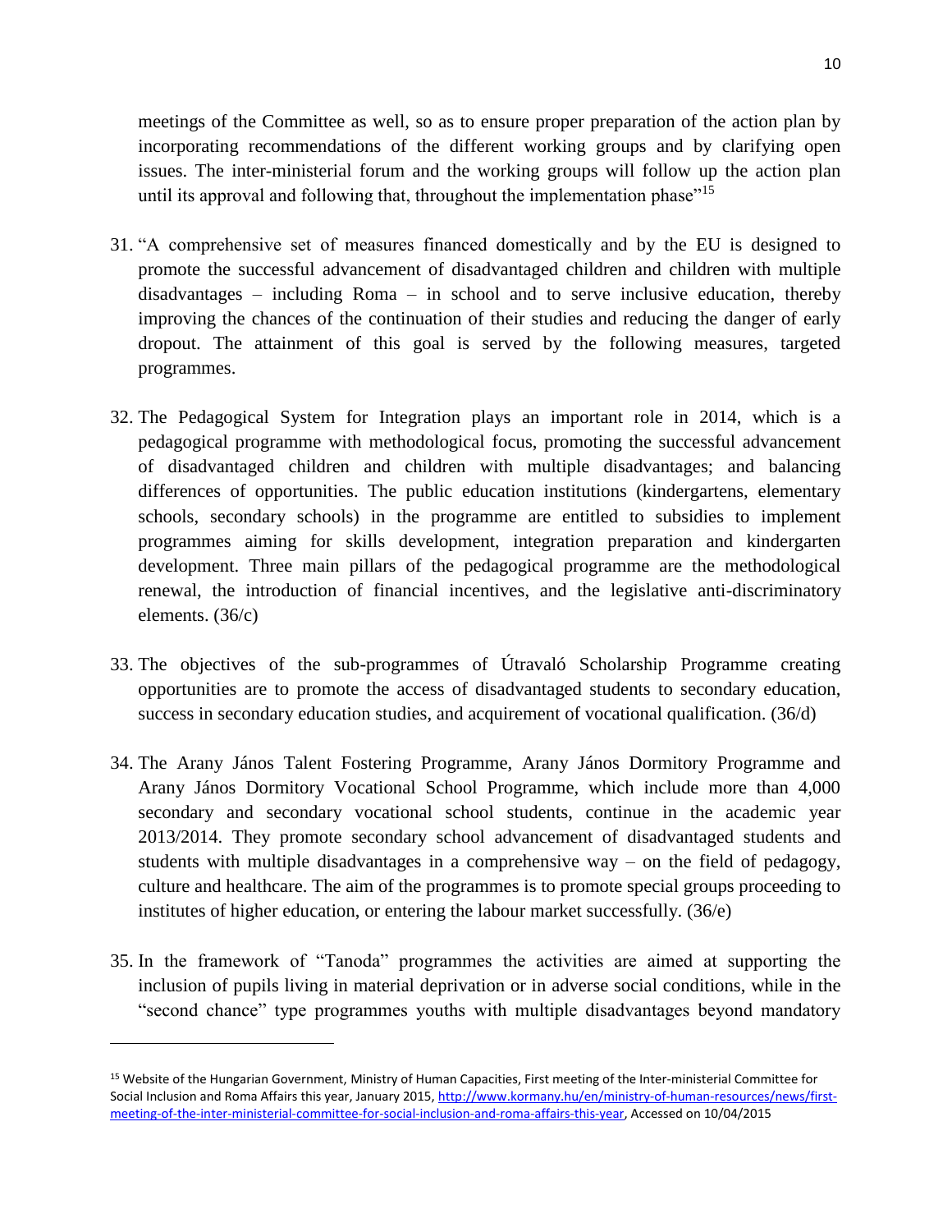meetings of the Committee as well, so as to ensure proper preparation of the action plan by incorporating recommendations of the different working groups and by clarifying open issues. The inter-ministerial forum and the working groups will follow up the action plan until its approval and following that, throughout the implementation phase"[15]

31. "A comprehensive set of measures financed domestically and by the EU is designed to promote the successful advancement of disadvantaged children and children with multiple disadvantages – including Roma – in school and to serve inclusive education, thereby improving the chances of the continuation of their studies and reducing the danger of early dropout. The attainment of this goal is served by the following measures, targeted programmes.

32. The Pedagogical System for Integration plays an important role in 2014, which is a pedagogical programme with methodological focus, promoting the successful advancement of disadvantaged children and children with multiple disadvantages; and balancing differences of opportunities. The public education institutions (kindergartens, elementary schools, secondary schools) in the programme are entitled to subsidies to implement programmes aiming for skills development, integration preparation and kindergarten development. Three main pillars of the pedagogical programme are the methodological renewal, the introduction of financial incentives, and the legislative anti-discriminatory elements. (36/c)

33. The objectives of the sub-programmes of Útravaló Scholarship Programme creating opportunities are to promote the access of disadvantaged students to secondary education, success in secondary education studies, and acquirement of vocational qualification. (36/d)

34. The Arany János Talent Fostering Programme, Arany János Dormitory Programme and Arany János Dormitory Vocational School Programme, which include more than 4,000 secondary and secondary vocational school students, continue in the academic year 2013/2014. They promote secondary school advancement of disadvantaged students and students with multiple disadvantages in a comprehensive way – on the field of pedagogy, culture and healthcare. The aim of the programmes is to promote special groups proceeding to institutes of higher education, or entering the labour market successfully. (36/e)

35. In the framework of "Tanoda" programmes the activities are aimed at supporting the inclusion of pupils living in material deprivation or in adverse social conditions, while in the "second chance" type programmes youths with multiple disadvantages beyond mandatory

---

[15] Website of the Hungarian Government, Ministry of Human Capacities, First meeting of the Inter-ministerial Committee for Social Inclusion and Roma Affairs this year, January 2015, http://www.kormany.hu/en/ministry-of-human-resources/news/first-meeting-of-the-inter-ministerial-committee-for-social-inclusion-and-roma-affairs-this-year, Accessed on 10/04/2015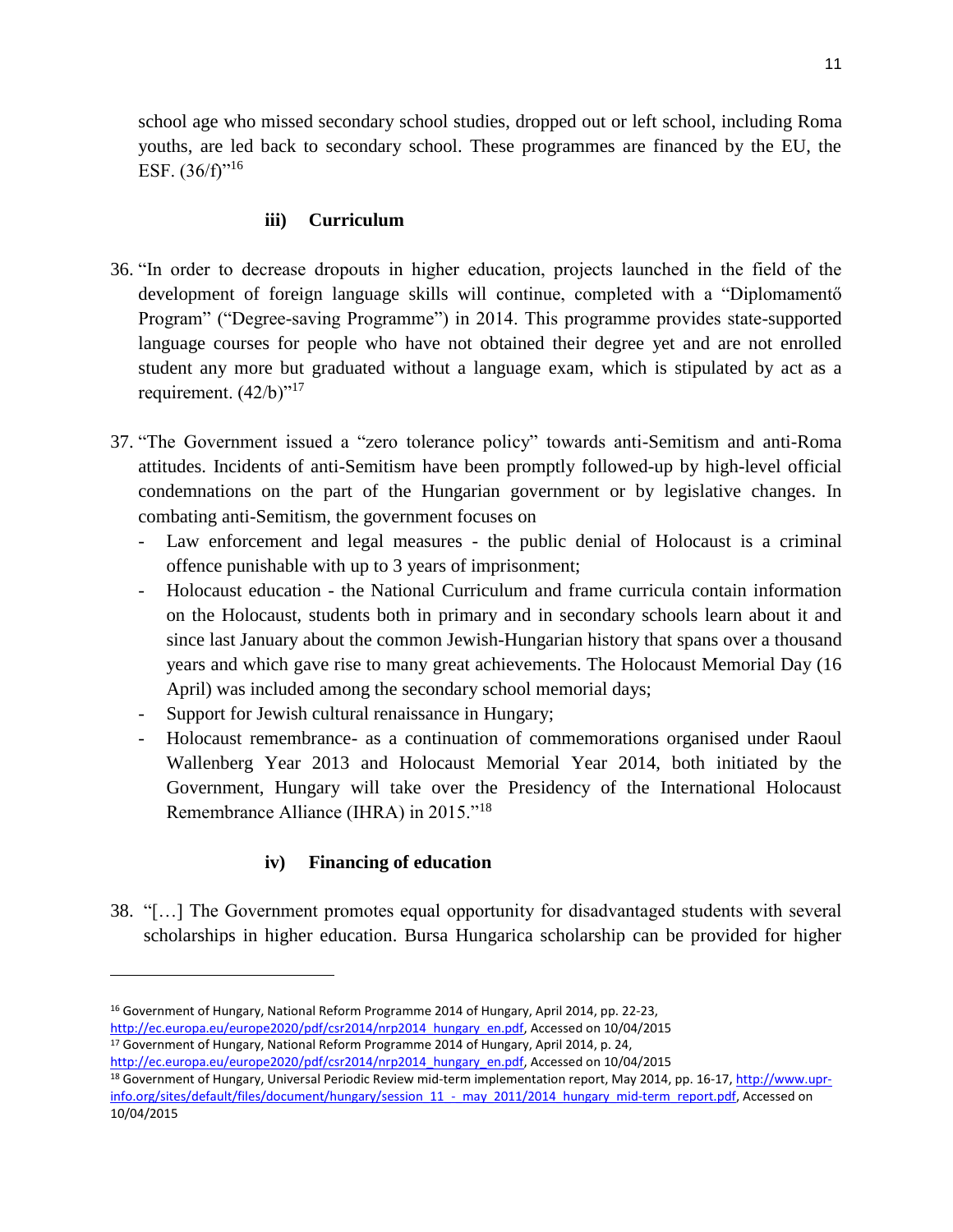school age who missed secondary school studies, dropped out or left school, including Roma youths, are led back to secondary school. These programmes are financed by the EU, the ESF. (36/f)"[16]

### iii) Curriculum

36. "In order to decrease dropouts in higher education, projects launched in the field of the development of foreign language skills will continue, completed with a "Diplomamentő Program" ("Degree-saving Programme") in 2014. This programme provides state-supported language courses for people who have not obtained their degree yet and are not enrolled student any more but graduated without a language exam, which is stipulated by act as a requirement. (42/b)"[17]

37. "The Government issued a "zero tolerance policy" towards anti-Semitism and anti-Roma attitudes. Incidents of anti-Semitism have been promptly followed-up by high-level official condemnations on the part of the Hungarian government or by legislative changes. In combating anti-Semitism, the government focuses on
    - Law enforcement and legal measures - the public denial of Holocaust is a criminal offence punishable with up to 3 years of imprisonment;
    - Holocaust education - the National Curriculum and frame curricula contain information on the Holocaust, students both in primary and in secondary schools learn about it and since last January about the common Jewish-Hungarian history that spans over a thousand years and which gave rise to many great achievements. The Holocaust Memorial Day (16 April) was included among the secondary school memorial days;
    - Support for Jewish cultural renaissance in Hungary;
    - Holocaust remembrance- as a continuation of commemorations organised under Raoul Wallenberg Year 2013 and Holocaust Memorial Year 2014, both initiated by the Government, Hungary will take over the Presidency of the International Holocaust Remembrance Alliance (IHRA) in 2015."[18]

### iv) Financing of education

38. "[…] The Government promotes equal opportunity for disadvantaged students with several scholarships in higher education. Bursa Hungarica scholarship can be provided for higher

---

[16] Government of Hungary, National Reform Programme 2014 of Hungary, April 2014, pp. 22-23, http://ec.europa.eu/europe2020/pdf/csr2014/nrp2014_hungary_en.pdf, Accessed on 10/04/2015

[17] Government of Hungary, National Reform Programme 2014 of Hungary, April 2014, p. 24, http://ec.europa.eu/europe2020/pdf/csr2014/nrp2014_hungary_en.pdf, Accessed on 10/04/2015

[18] Government of Hungary, Universal Periodic Review mid-term implementation report, May 2014, pp. 16-17, http://www.upr-info.org/sites/default/files/document/hungary/session_11_-_may_2011/2014_hungary_mid-term_report.pdf, Accessed on 10/04/2015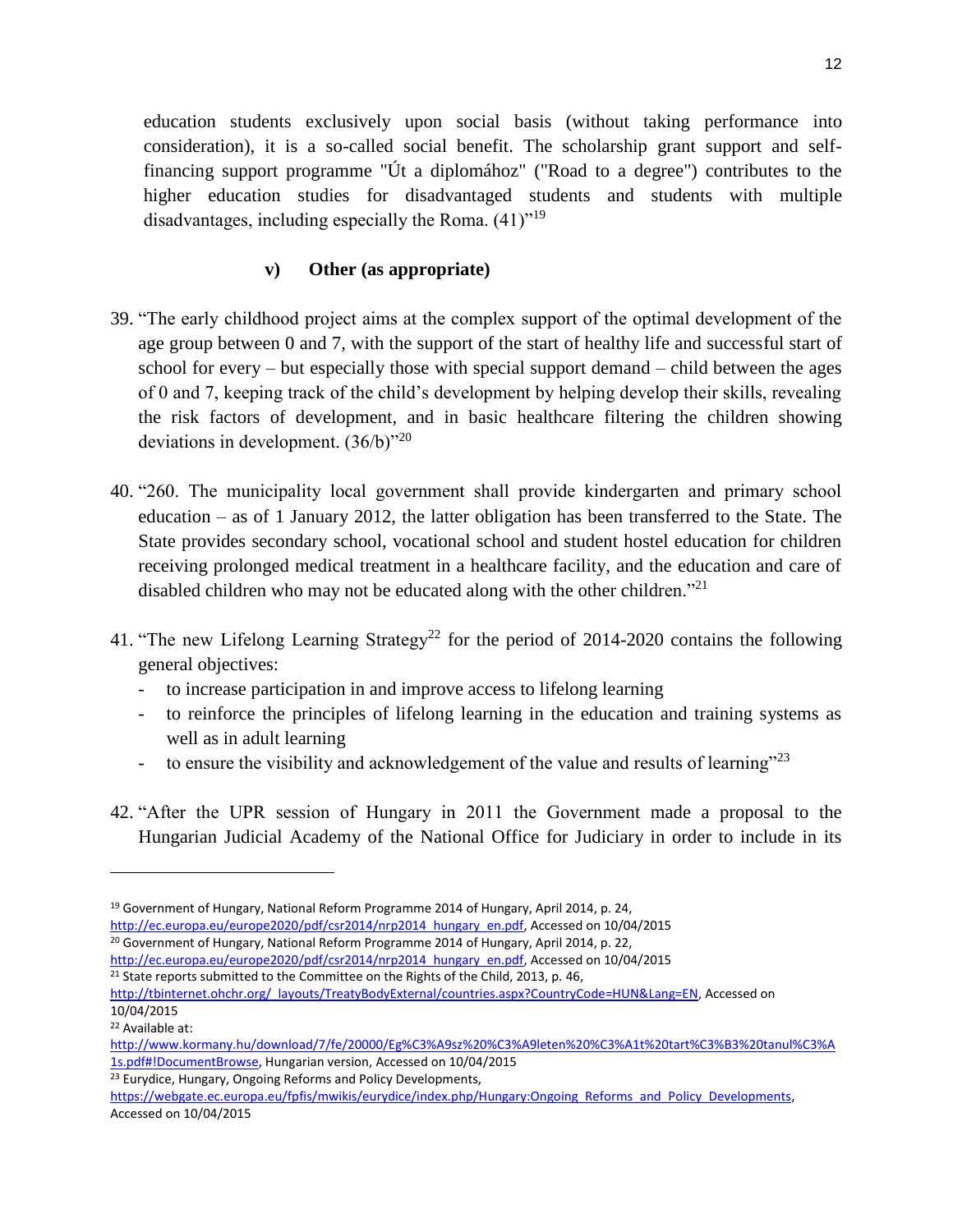education students exclusively upon social basis (without taking performance into consideration), it is a so-called social benefit. The scholarship grant support and self-financing support programme "Út a diplomához" ("Road to a degree") contributes to the higher education studies for disadvantaged students and students with multiple disadvantages, including especially the Roma. (41)"[19]

### v) Other (as appropriate)

39. "The early childhood project aims at the complex support of the optimal development of the age group between 0 and 7, with the support of the start of healthy life and successful start of school for every – but especially those with special support demand – child between the ages of 0 and 7, keeping track of the child's development by helping develop their skills, revealing the risk factors of development, and in basic healthcare filtering the children showing deviations in development. (36/b)"[20]

40. "260. The municipality local government shall provide kindergarten and primary school education – as of 1 January 2012, the latter obligation has been transferred to the State. The State provides secondary school, vocational school and student hostel education for children receiving prolonged medical treatment in a healthcare facility, and the education and care of disabled children who may not be educated along with the other children."[21]

41. "The new Lifelong Learning Strategy[22] for the period of 2014-2020 contains the following general objectives:
    - to increase participation in and improve access to lifelong learning
    - to reinforce the principles of lifelong learning in the education and training systems as well as in adult learning
    - to ensure the visibility and acknowledgement of the value and results of learning"[23]

42. "After the UPR session of Hungary in 2011 the Government made a proposal to the Hungarian Judicial Academy of the National Office for Judiciary in order to include in its

---

[19] Government of Hungary, National Reform Programme 2014 of Hungary, April 2014, p. 24, http://ec.europa.eu/europe2020/pdf/csr2014/nrp2014_hungary_en.pdf, Accessed on 10/04/2015

[20] Government of Hungary, National Reform Programme 2014 of Hungary, April 2014, p. 22, http://ec.europa.eu/europe2020/pdf/csr2014/nrp2014_hungary_en.pdf, Accessed on 10/04/2015

[21] State reports submitted to the Committee on the Rights of the Child, 2013, p. 46, http://tbinternet.ohchr.org/_layouts/TreatyBodyExternal/countries.aspx?CountryCode=HUN&Lang=EN, Accessed on 10/04/2015

[22] Available at: http://www.kormany.hu/download/7/fe/20000/Eg%C3%A9sz%20%C3%A9leten%20%C3%A1t%20tart%C3%B3%20tanul%C3%A1s.pdf#!DocumentBrowse, Hungarian version, Accessed on 10/04/2015

[23] Eurydice, Hungary, Ongoing Reforms and Policy Developments, https://webgate.ec.europa.eu/fpfis/mwikis/eurydice/index.php/Hungary:Ongoing_Reforms_and_Policy_Developments, Accessed on 10/04/2015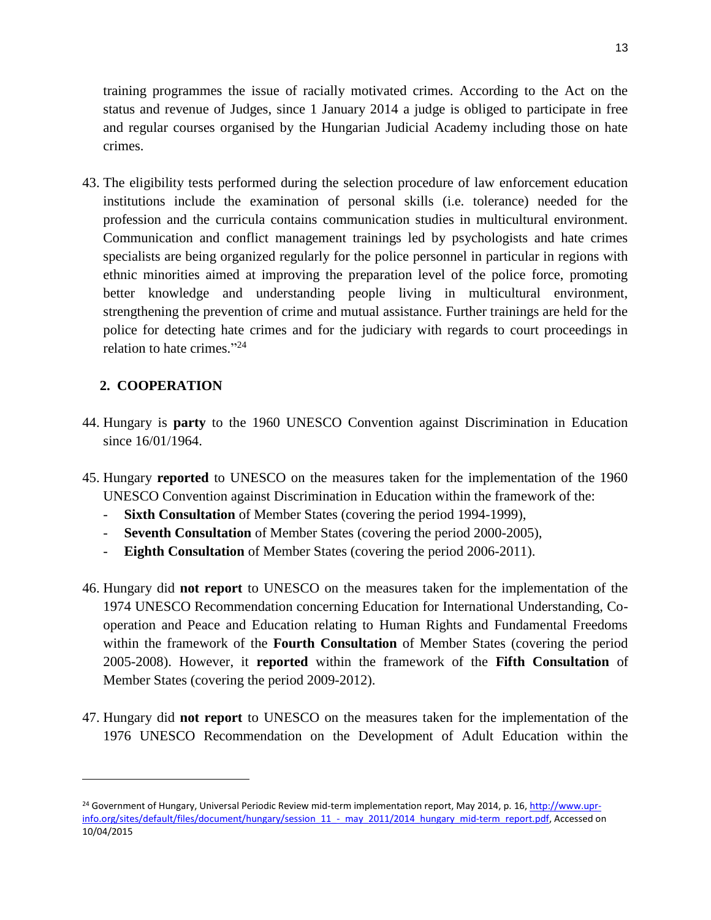training programmes the issue of racially motivated crimes. According to the Act on the status and revenue of Judges, since 1 January 2014 a judge is obliged to participate in free and regular courses organised by the Hungarian Judicial Academy including those on hate crimes.

43. The eligibility tests performed during the selection procedure of law enforcement education institutions include the examination of personal skills (i.e. tolerance) needed for the profession and the curricula contains communication studies in multicultural environment. Communication and conflict management trainings led by psychologists and hate crimes specialists are being organized regularly for the police personnel in particular in regions with ethnic minorities aimed at improving the preparation level of the police force, promoting better knowledge and understanding people living in multicultural environment, strengthening the prevention of crime and mutual assistance. Further trainings are held for the police for detecting hate crimes and for the judiciary with regards to court proceedings in relation to hate crimes."[24]

## 2. COOPERATION

44. Hungary is **party** to the 1960 UNESCO Convention against Discrimination in Education since 16/01/1964.

45. Hungary **reported** to UNESCO on the measures taken for the implementation of the 1960 UNESCO Convention against Discrimination in Education within the framework of the:
    - **Sixth Consultation** of Member States (covering the period 1994-1999),
    - **Seventh Consultation** of Member States (covering the period 2000-2005),
    - **Eighth Consultation** of Member States (covering the period 2006-2011).

46. Hungary did **not report** to UNESCO on the measures taken for the implementation of the 1974 UNESCO Recommendation concerning Education for International Understanding, Co-operation and Peace and Education relating to Human Rights and Fundamental Freedoms within the framework of the **Fourth Consultation** of Member States (covering the period 2005-2008). However, it **reported** within the framework of the **Fifth Consultation** of Member States (covering the period 2009-2012).

47. Hungary did **not report** to UNESCO on the measures taken for the implementation of the 1976 UNESCO Recommendation on the Development of Adult Education within the

---

[24] Government of Hungary, Universal Periodic Review mid-term implementation report, May 2014, p. 16, http://www.upr-info.org/sites/default/files/document/hungary/session_11_-_may_2011/2014_hungary_mid-term_report.pdf, Accessed on 10/04/2015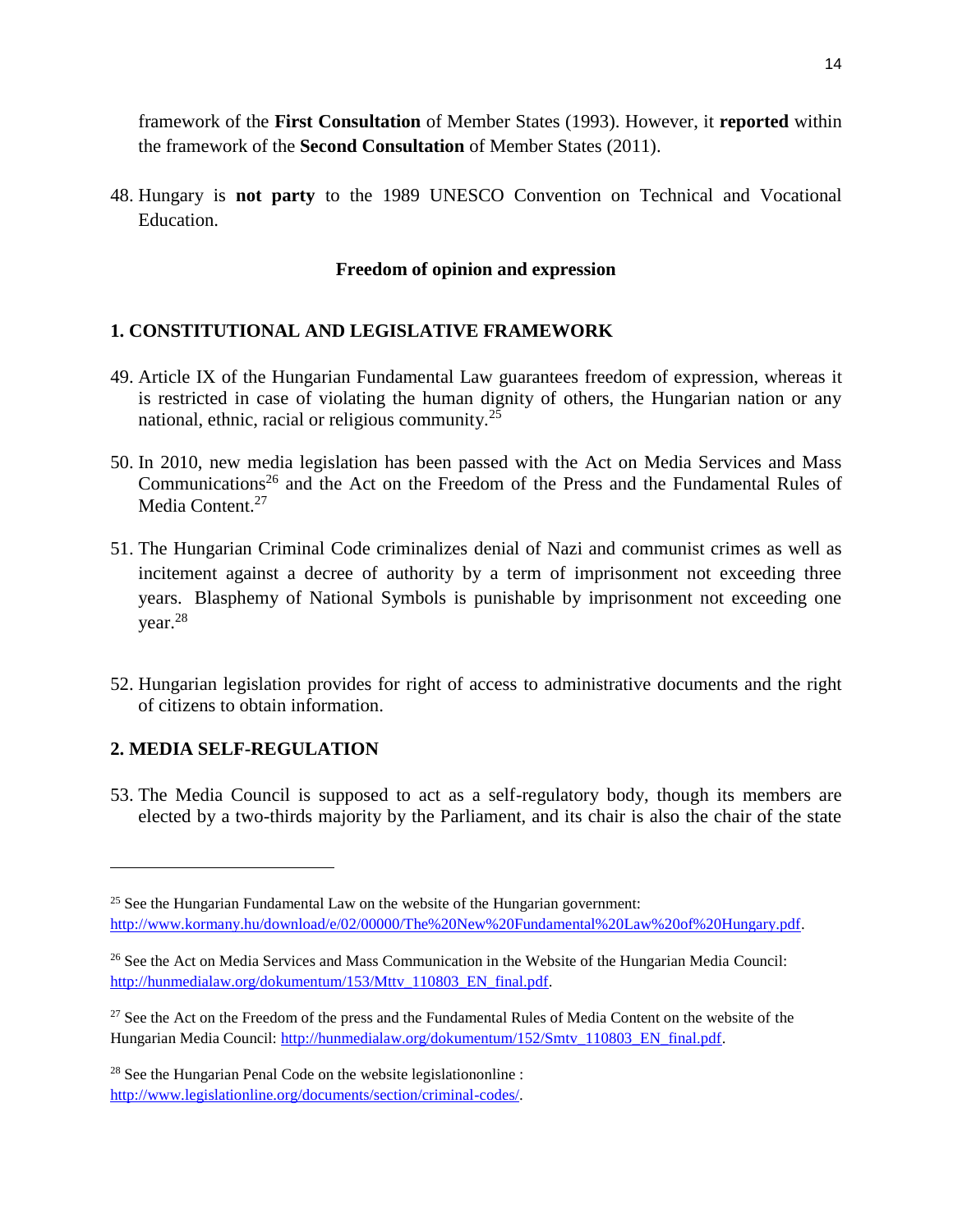framework of the **First Consultation** of Member States (1993). However, it **reported** within the framework of the **Second Consultation** of Member States (2011).

48. Hungary is **not party** to the 1989 UNESCO Convention on Technical and Vocational Education.

**Freedom of opinion and expression**

## 1. CONSTITUTIONAL AND LEGISLATIVE FRAMEWORK

49. Article IX of the Hungarian Fundamental Law guarantees freedom of expression, whereas it is restricted in case of violating the human dignity of others, the Hungarian nation or any national, ethnic, racial or religious community.[25]

50. In 2010, new media legislation has been passed with the Act on Media Services and Mass Communications[26] and the Act on the Freedom of the Press and the Fundamental Rules of Media Content.[27]

51. The Hungarian Criminal Code criminalizes denial of Nazi and communist crimes as well as incitement against a decree of authority by a term of imprisonment not exceeding three years. Blasphemy of National Symbols is punishable by imprisonment not exceeding one year.[28]

52. Hungarian legislation provides for right of access to administrative documents and the right of citizens to obtain information.

## 2. MEDIA SELF-REGULATION

53. The Media Council is supposed to act as a self-regulatory body, though its members are elected by a two-thirds majority by the Parliament, and its chair is also the chair of the state

---

[25] See the Hungarian Fundamental Law on the website of the Hungarian government: http://www.kormany.hu/download/e/02/00000/The%20New%20Fundamental%20Law%20of%20Hungary.pdf.

[26] See the Act on Media Services and Mass Communication in the Website of the Hungarian Media Council: http://hunmedialaw.org/dokumentum/153/Mttv_110803_EN_final.pdf.

[27] See the Act on the Freedom of the press and the Fundamental Rules of Media Content on the website of the Hungarian Media Council: http://hunmedialaw.org/dokumentum/152/Smtv_110803_EN_final.pdf.

[28] See the Hungarian Penal Code on the website legislationonline : http://www.legislationline.org/documents/section/criminal-codes/.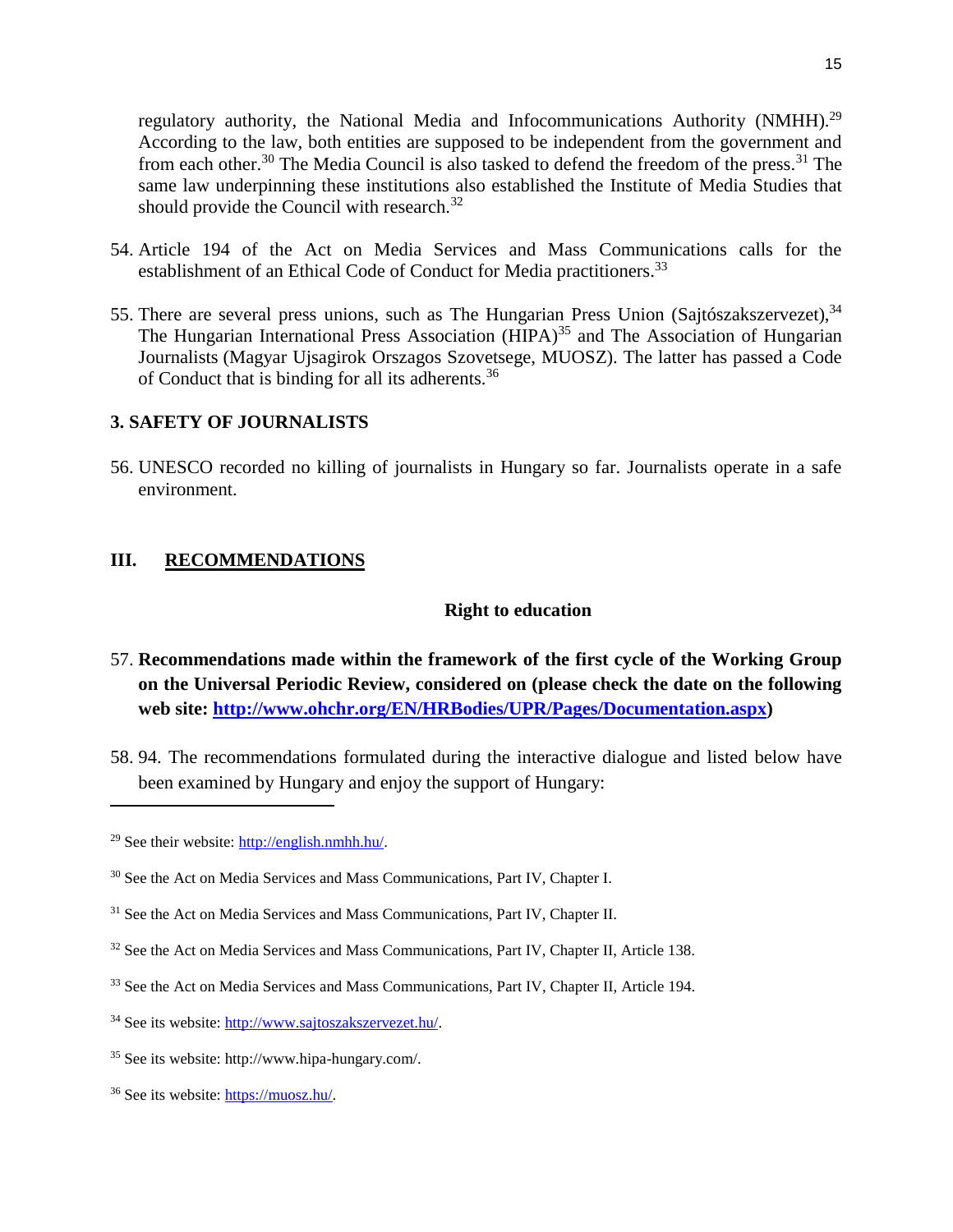regulatory authority, the National Media and Infocommunications Authority (NMHH).[29] According to the law, both entities are supposed to be independent from the government and from each other.[30] The Media Council is also tasked to defend the freedom of the press.[31] The same law underpinning these institutions also established the Institute of Media Studies that should provide the Council with research.[32]

54. Article 194 of the Act on Media Services and Mass Communications calls for the establishment of an Ethical Code of Conduct for Media practitioners.[33]

55. There are several press unions, such as The Hungarian Press Union (Sajtószakszervezet),[34] The Hungarian International Press Association (HIPA)[35] and The Association of Hungarian Journalists (Magyar Ujsagirok Orszagos Szovetsege, MUOSZ). The latter has passed a Code of Conduct that is binding for all its adherents.[36]

### 3. SAFETY OF JOURNALISTS

56. UNESCO recorded no killing of journalists in Hungary so far. Journalists operate in a safe environment.

## III. RECOMMENDATIONS

### Right to education

57. **Recommendations made within the framework of the first cycle of the Working Group on the Universal Periodic Review, considered on (please check the date on the following web site: http://www.ohchr.org/EN/HRBodies/UPR/Pages/Documentation.aspx)**

58. 94. The recommendations formulated during the interactive dialogue and listed below have been examined by Hungary and enjoy the support of Hungary:

---

[29] See their website: http://english.nmhh.hu/.

[30] See the Act on Media Services and Mass Communications, Part IV, Chapter I.

[31] See the Act on Media Services and Mass Communications, Part IV, Chapter II.

[32] See the Act on Media Services and Mass Communications, Part IV, Chapter II, Article 138.

[33] See the Act on Media Services and Mass Communications, Part IV, Chapter II, Article 194.

[34] See its website: http://www.sajtoszakszervezet.hu/.

[35] See its website: http://www.hipa-hungary.com/.

[36] See its website: https://muosz.hu/.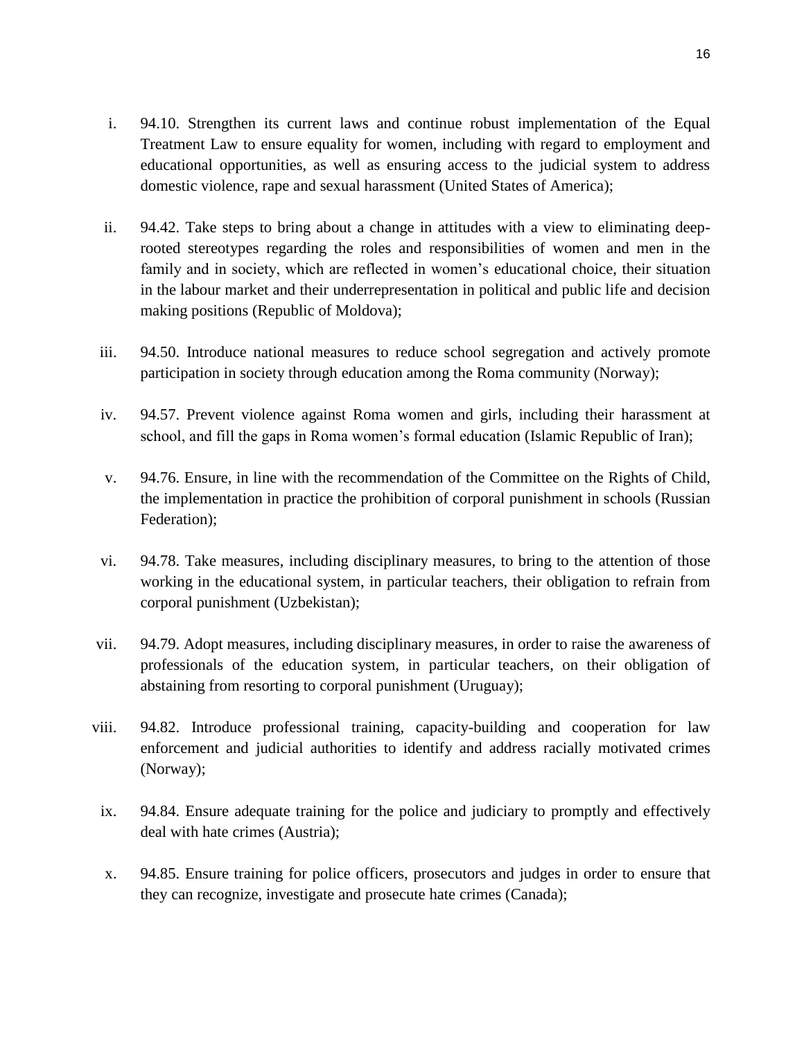i. 94.10. Strengthen its current laws and continue robust implementation of the Equal Treatment Law to ensure equality for women, including with regard to employment and educational opportunities, as well as ensuring access to the judicial system to address domestic violence, rape and sexual harassment (United States of America);

ii. 94.42. Take steps to bring about a change in attitudes with a view to eliminating deep-rooted stereotypes regarding the roles and responsibilities of women and men in the family and in society, which are reflected in women's educational choice, their situation in the labour market and their underrepresentation in political and public life and decision making positions (Republic of Moldova);

iii. 94.50. Introduce national measures to reduce school segregation and actively promote participation in society through education among the Roma community (Norway);

iv. 94.57. Prevent violence against Roma women and girls, including their harassment at school, and fill the gaps in Roma women's formal education (Islamic Republic of Iran);

v. 94.76. Ensure, in line with the recommendation of the Committee on the Rights of Child, the implementation in practice the prohibition of corporal punishment in schools (Russian Federation);

vi. 94.78. Take measures, including disciplinary measures, to bring to the attention of those working in the educational system, in particular teachers, their obligation to refrain from corporal punishment (Uzbekistan);

vii. 94.79. Adopt measures, including disciplinary measures, in order to raise the awareness of professionals of the education system, in particular teachers, on their obligation of abstaining from resorting to corporal punishment (Uruguay);

viii. 94.82. Introduce professional training, capacity-building and cooperation for law enforcement and judicial authorities to identify and address racially motivated crimes (Norway);

ix. 94.84. Ensure adequate training for the police and judiciary to promptly and effectively deal with hate crimes (Austria);

x. 94.85. Ensure training for police officers, prosecutors and judges in order to ensure that they can recognize, investigate and prosecute hate crimes (Canada);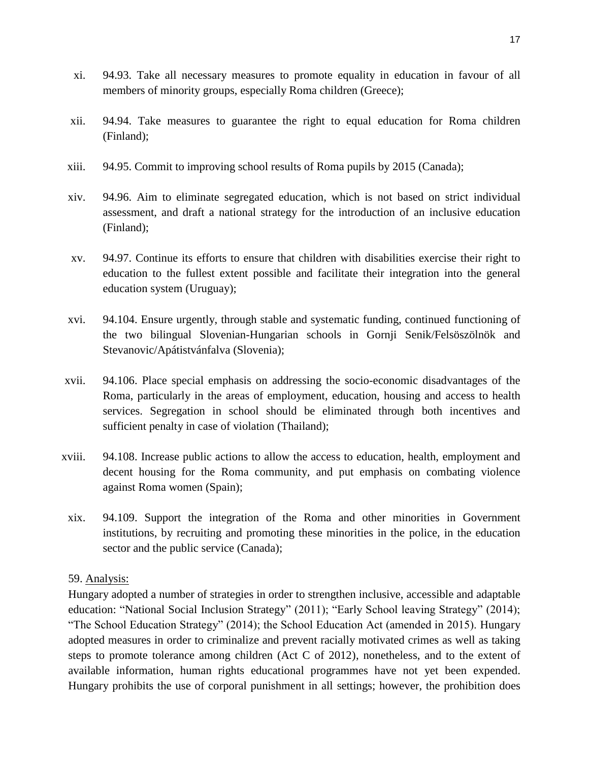xi. 94.93. Take all necessary measures to promote equality in education in favour of all members of minority groups, especially Roma children (Greece);

xii. 94.94. Take measures to guarantee the right to equal education for Roma children (Finland);

xiii. 94.95. Commit to improving school results of Roma pupils by 2015 (Canada);

xiv. 94.96. Aim to eliminate segregated education, which is not based on strict individual assessment, and draft a national strategy for the introduction of an inclusive education (Finland);

xv. 94.97. Continue its efforts to ensure that children with disabilities exercise their right to education to the fullest extent possible and facilitate their integration into the general education system (Uruguay);

xvi. 94.104. Ensure urgently, through stable and systematic funding, continued functioning of the two bilingual Slovenian-Hungarian schools in Gornji Senik/Felsöszölnök and Stevanovic/Apátistvánfalva (Slovenia);

xvii. 94.106. Place special emphasis on addressing the socio-economic disadvantages of the Roma, particularly in the areas of employment, education, housing and access to health services. Segregation in school should be eliminated through both incentives and sufficient penalty in case of violation (Thailand);

xviii. 94.108. Increase public actions to allow the access to education, health, employment and decent housing for the Roma community, and put emphasis on combating violence against Roma women (Spain);

xix. 94.109. Support the integration of the Roma and other minorities in Government institutions, by recruiting and promoting these minorities in the police, in the education sector and the public service (Canada);

59. Analysis:

Hungary adopted a number of strategies in order to strengthen inclusive, accessible and adaptable education: "National Social Inclusion Strategy" (2011); "Early School leaving Strategy" (2014); "The School Education Strategy" (2014); the School Education Act (amended in 2015). Hungary adopted measures in order to criminalize and prevent racially motivated crimes as well as taking steps to promote tolerance among children (Act C of 2012), nonetheless, and to the extent of available information, human rights educational programmes have not yet been expended. Hungary prohibits the use of corporal punishment in all settings; however, the prohibition does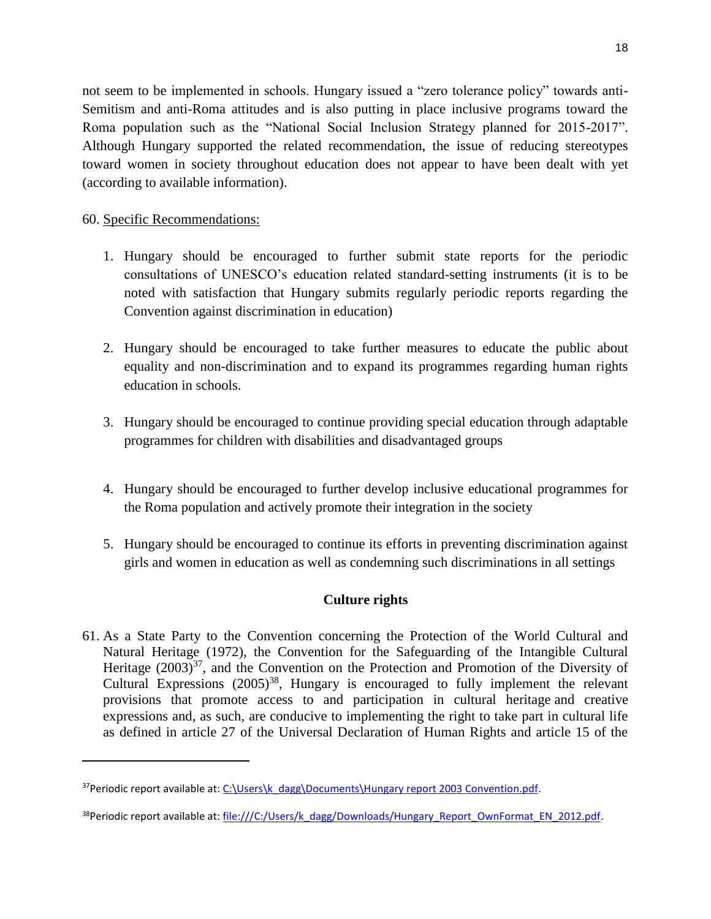not seem to be implemented in schools. Hungary issued a "zero tolerance policy" towards anti-Semitism and anti-Roma attitudes and is also putting in place inclusive programs toward the Roma population such as the "National Social Inclusion Strategy planned for 2015-2017". Although Hungary supported the related recommendation, the issue of reducing stereotypes toward women in society throughout education does not appear to have been dealt with yet (according to available information).

60. Specific Recommendations:

1. Hungary should be encouraged to further submit state reports for the periodic consultations of UNESCO's education related standard-setting instruments (it is to be noted with satisfaction that Hungary submits regularly periodic reports regarding the Convention against discrimination in education)

2. Hungary should be encouraged to take further measures to educate the public about equality and non-discrimination and to expand its programmes regarding human rights education in schools.

3. Hungary should be encouraged to continue providing special education through adaptable programmes for children with disabilities and disadvantaged groups

4. Hungary should be encouraged to further develop inclusive educational programmes for the Roma population and actively promote their integration in the society

5. Hungary should be encouraged to continue its efforts in preventing discrimination against girls and women in education as well as condemning such discriminations in all settings

## Culture rights

61. As a State Party to the Convention concerning the Protection of the World Cultural and Natural Heritage (1972), the Convention for the Safeguarding of the Intangible Cultural Heritage (2003)[37], and the Convention on the Protection and Promotion of the Diversity of Cultural Expressions (2005)[38], Hungary is encouraged to fully implement the relevant provisions that promote access to and participation in cultural heritage and creative expressions and, as such, are conducive to implementing the right to take part in cultural life as defined in article 27 of the Universal Declaration of Human Rights and article 15 of the

---

[37] Periodic report available at: C:\Users\k_dagg\Documents\Hungary report 2003 Convention.pdf.

[38] Periodic report available at: file:///C:/Users/k_dagg/Downloads/Hungary_Report_OwnFormat_EN_2012.pdf.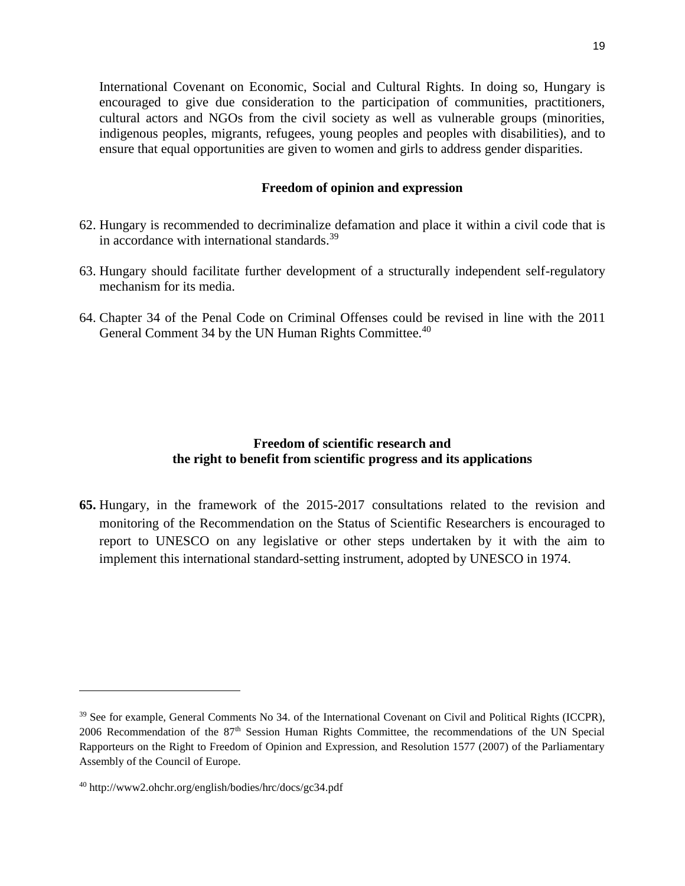International Covenant on Economic, Social and Cultural Rights. In doing so, Hungary is encouraged to give due consideration to the participation of communities, practitioners, cultural actors and NGOs from the civil society as well as vulnerable groups (minorities, indigenous peoples, migrants, refugees, young peoples and peoples with disabilities), and to ensure that equal opportunities are given to women and girls to address gender disparities.

### Freedom of opinion and expression

62. Hungary is recommended to decriminalize defamation and place it within a civil code that is in accordance with international standards.[39]

63. Hungary should facilitate further development of a structurally independent self-regulatory mechanism for its media.

64. Chapter 34 of the Penal Code on Criminal Offenses could be revised in line with the 2011 General Comment 34 by the UN Human Rights Committee.[40]

### Freedom of scientific research and the right to benefit from scientific progress and its applications

**65.** Hungary, in the framework of the 2015-2017 consultations related to the revision and monitoring of the Recommendation on the Status of Scientific Researchers is encouraged to report to UNESCO on any legislative or other steps undertaken by it with the aim to implement this international standard-setting instrument, adopted by UNESCO in 1974.

---

[39] See for example, General Comments No 34. of the International Covenant on Civil and Political Rights (ICCPR), 2006 Recommendation of the 87th Session Human Rights Committee, the recommendations of the UN Special Rapporteurs on the Right to Freedom of Opinion and Expression, and Resolution 1577 (2007) of the Parliamentary Assembly of the Council of Europe.

[40] http://www2.ohchr.org/english/bodies/hrc/docs/gc34.pdf